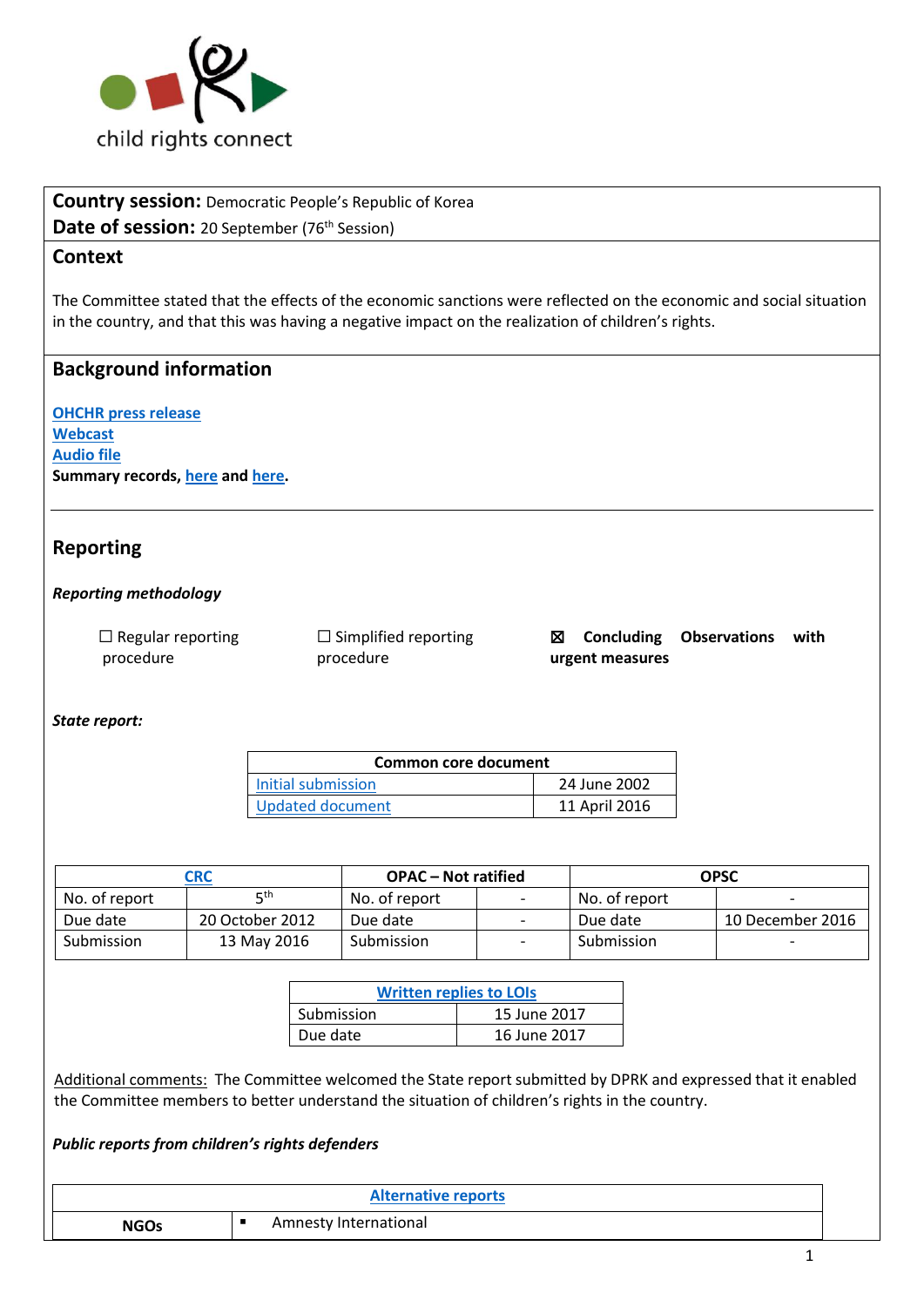child rights connect

**Country session:** Democratic People's Republic of Korea
**Date of session:** 20 September (76th Session)

## Context

The Committee stated that the effects of the economic sanctions were reflected on the economic and social situation in the country, and that this was having a negative impact on the realization of children's rights.

## Background information

OHCHR press release
Webcast
Audio file
**Summary records, here and here.**

## Reporting

***Reporting methodology***

☐ Regular reporting procedure ☐ Simplified reporting procedure ☒ **Concluding Observations with urgent measures**

***State report:***

| Common core document | |
|---|---|
| Initial submission | 24 June 2002 |
| Updated document | 11 April 2016 |

| CRC | | OPAC – Not ratified | | OPSC | |
|---|---|---|---|---|---|
| No. of report | 5th | No. of report | - | No. of report | - |
| Due date | 20 October 2012 | Due date | - | Due date | 10 December 2016 |
| Submission | 13 May 2016 | Submission | - | Submission | - |

| Written replies to LOIs | |
|---|---|
| Submission | 15 June 2017 |
| Due date | 16 June 2017 |

Additional comments: The Committee welcomed the State report submitted by DPRK and expressed that it enabled the Committee members to better understand the situation of children's rights in the country.

***Public reports from children's rights defenders***

| Alternative reports | |
|---|---|
| **NGOs** | ▪ Amnesty International |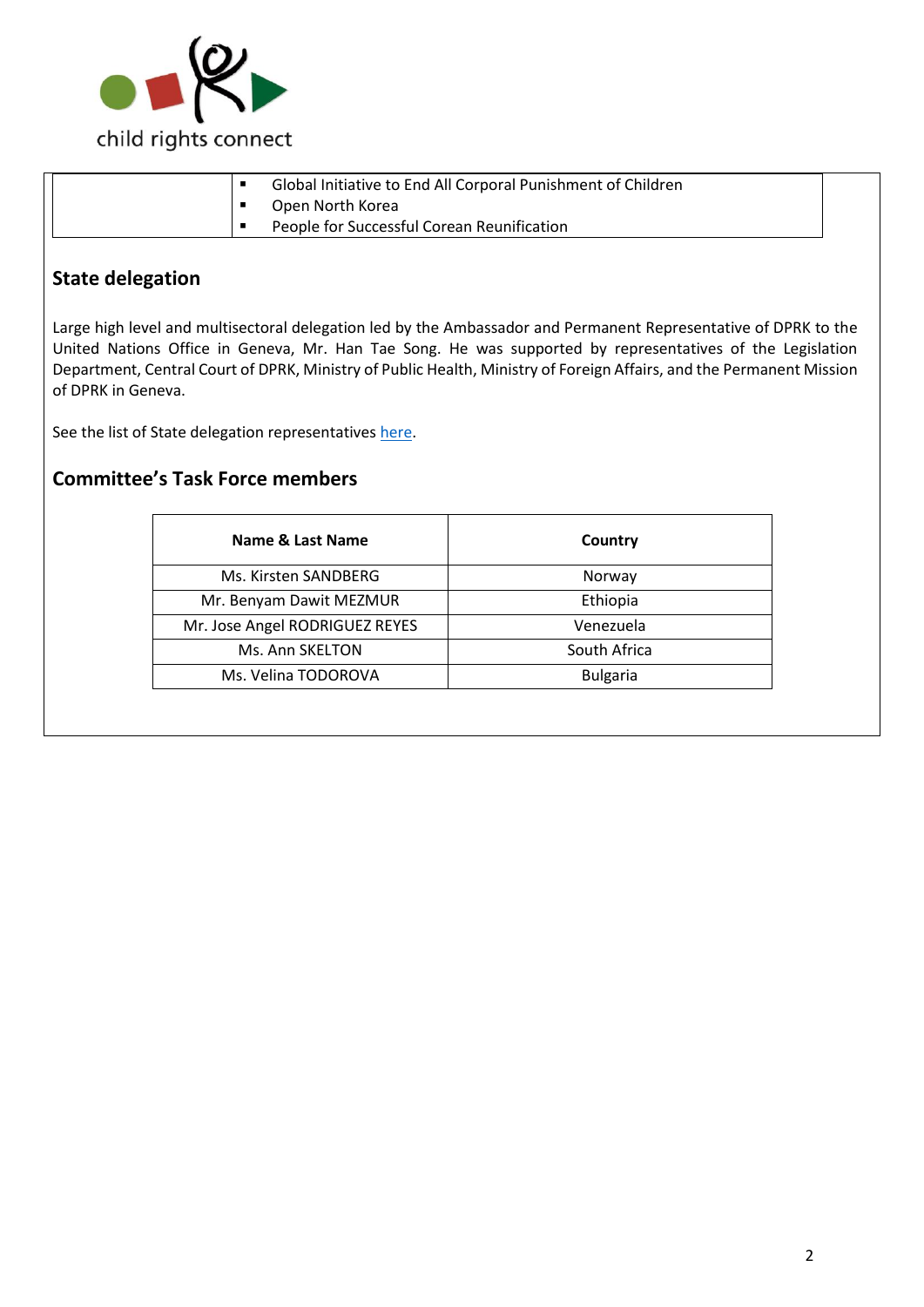|  | <ul><li>Global Initiative to End All Corporal Punishment of Children</li><li>Open North Korea</li><li>People for Successful Corean Reunification</li></ul> |
|---|---|

## State delegation

Large high level and multisectoral delegation led by the Ambassador and Permanent Representative of DPRK to the United Nations Office in Geneva, Mr. Han Tae Song. He was supported by representatives of the Legislation Department, Central Court of DPRK, Ministry of Public Health, Ministry of Foreign Affairs, and the Permanent Mission of DPRK in Geneva.

See the list of State delegation representatives here.

## Committee's Task Force members

| Name & Last Name | Country |
|---|---|
| Ms. Kirsten SANDBERG | Norway |
| Mr. Benyam Dawit MEZMUR | Ethiopia |
| Mr. Jose Angel RODRIGUEZ REYES | Venezuela |
| Ms. Ann SKELTON | South Africa |
| Ms. Velina TODOROVA | Bulgaria |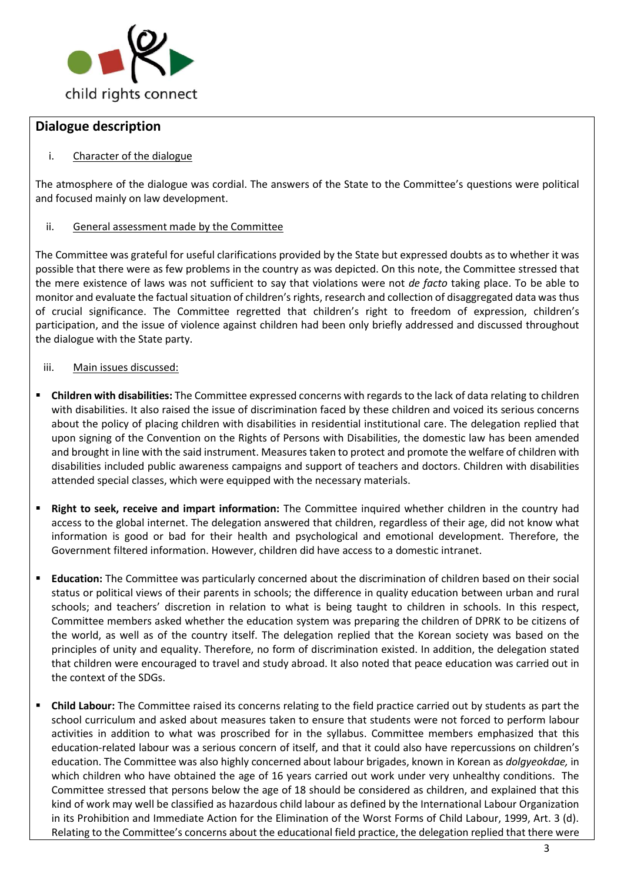## Dialogue description

i. Character of the dialogue

The atmosphere of the dialogue was cordial. The answers of the State to the Committee's questions were political and focused mainly on law development.

ii. General assessment made by the Committee

The Committee was grateful for useful clarifications provided by the State but expressed doubts as to whether it was possible that there were as few problems in the country as was depicted. On this note, the Committee stressed that the mere existence of laws was not sufficient to say that violations were not *de facto* taking place. To be able to monitor and evaluate the factual situation of children's rights, research and collection of disaggregated data was thus of crucial significance. The Committee regretted that children's right to freedom of expression, children's participation, and the issue of violence against children had been only briefly addressed and discussed throughout the dialogue with the State party.

iii. Main issues discussed:

- **Children with disabilities:** The Committee expressed concerns with regards to the lack of data relating to children with disabilities. It also raised the issue of discrimination faced by these children and voiced its serious concerns about the policy of placing children with disabilities in residential institutional care. The delegation replied that upon signing of the Convention on the Rights of Persons with Disabilities, the domestic law has been amended and brought in line with the said instrument. Measures taken to protect and promote the welfare of children with disabilities included public awareness campaigns and support of teachers and doctors. Children with disabilities attended special classes, which were equipped with the necessary materials.

- **Right to seek, receive and impart information:** The Committee inquired whether children in the country had access to the global internet. The delegation answered that children, regardless of their age, did not know what information is good or bad for their health and psychological and emotional development. Therefore, the Government filtered information. However, children did have access to a domestic intranet.

- **Education:** The Committee was particularly concerned about the discrimination of children based on their social status or political views of their parents in schools; the difference in quality education between urban and rural schools; and teachers' discretion in relation to what is being taught to children in schools. In this respect, Committee members asked whether the education system was preparing the children of DPRK to be citizens of the world, as well as of the country itself. The delegation replied that the Korean society was based on the principles of unity and equality. Therefore, no form of discrimination existed. In addition, the delegation stated that children were encouraged to travel and study abroad. It also noted that peace education was carried out in the context of the SDGs.

- **Child Labour:** The Committee raised its concerns relating to the field practice carried out by students as part the school curriculum and asked about measures taken to ensure that students were not forced to perform labour activities in addition to what was proscribed for in the syllabus. Committee members emphasized that this education-related labour was a serious concern of itself, and that it could also have repercussions on children's education. The Committee was also highly concerned about labour brigades, known in Korean as *dolgyeokdae,* in which children who have obtained the age of 16 years carried out work under very unhealthy conditions. The Committee stressed that persons below the age of 18 should be considered as children, and explained that this kind of work may well be classified as hazardous child labour as defined by the International Labour Organization in its Prohibition and Immediate Action for the Elimination of the Worst Forms of Child Labour, 1999, Art. 3 (d). Relating to the Committee's concerns about the educational field practice, the delegation replied that there were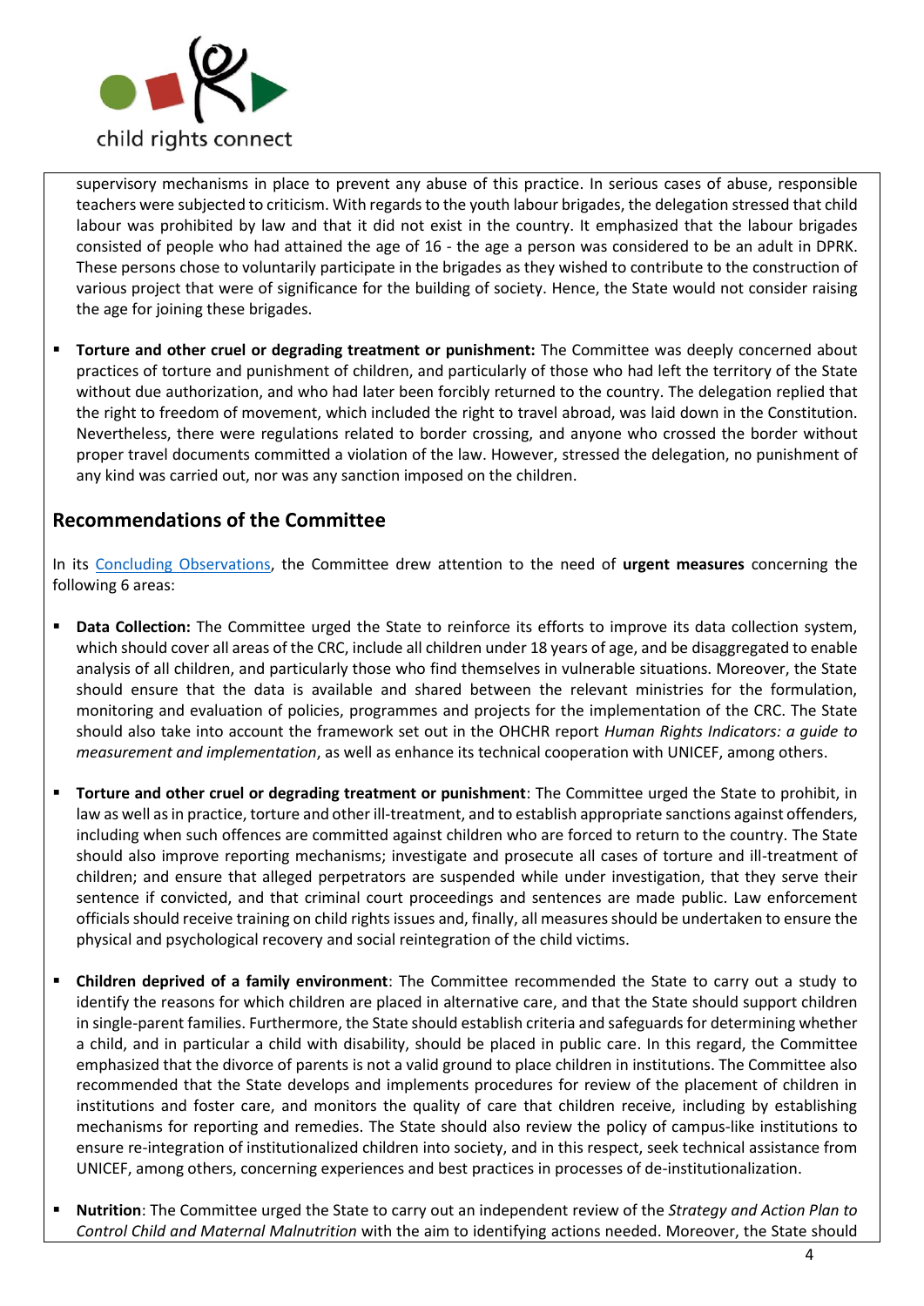supervisory mechanisms in place to prevent any abuse of this practice. In serious cases of abuse, responsible teachers were subjected to criticism. With regards to the youth labour brigades, the delegation stressed that child labour was prohibited by law and that it did not exist in the country. It emphasized that the labour brigades consisted of people who had attained the age of 16 - the age a person was considered to be an adult in DPRK. These persons chose to voluntarily participate in the brigades as they wished to contribute to the construction of various project that were of significance for the building of society. Hence, the State would not consider raising the age for joining these brigades.

- **Torture and other cruel or degrading treatment or punishment:** The Committee was deeply concerned about practices of torture and punishment of children, and particularly of those who had left the territory of the State without due authorization, and who had later been forcibly returned to the country. The delegation replied that the right to freedom of movement, which included the right to travel abroad, was laid down in the Constitution. Nevertheless, there were regulations related to border crossing, and anyone who crossed the border without proper travel documents committed a violation of the law. However, stressed the delegation, no punishment of any kind was carried out, nor was any sanction imposed on the children.

## Recommendations of the Committee

In its Concluding Observations, the Committee drew attention to the need of **urgent measures** concerning the following 6 areas:

- **Data Collection:** The Committee urged the State to reinforce its efforts to improve its data collection system, which should cover all areas of the CRC, include all children under 18 years of age, and be disaggregated to enable analysis of all children, and particularly those who find themselves in vulnerable situations. Moreover, the State should ensure that the data is available and shared between the relevant ministries for the formulation, monitoring and evaluation of policies, programmes and projects for the implementation of the CRC. The State should also take into account the framework set out in the OHCHR report *Human Rights Indicators: a guide to measurement and implementation*, as well as enhance its technical cooperation with UNICEF, among others.

- **Torture and other cruel or degrading treatment or punishment**: The Committee urged the State to prohibit, in law as well as in practice, torture and other ill-treatment, and to establish appropriate sanctions against offenders, including when such offences are committed against children who are forced to return to the country. The State should also improve reporting mechanisms; investigate and prosecute all cases of torture and ill-treatment of children; and ensure that alleged perpetrators are suspended while under investigation, that they serve their sentence if convicted, and that criminal court proceedings and sentences are made public. Law enforcement officials should receive training on child rights issues and, finally, all measures should be undertaken to ensure the physical and psychological recovery and social reintegration of the child victims.

- **Children deprived of a family environment**: The Committee recommended the State to carry out a study to identify the reasons for which children are placed in alternative care, and that the State should support children in single-parent families. Furthermore, the State should establish criteria and safeguards for determining whether a child, and in particular a child with disability, should be placed in public care. In this regard, the Committee emphasized that the divorce of parents is not a valid ground to place children in institutions. The Committee also recommended that the State develops and implements procedures for review of the placement of children in institutions and foster care, and monitors the quality of care that children receive, including by establishing mechanisms for reporting and remedies. The State should also review the policy of campus-like institutions to ensure re-integration of institutionalized children into society, and in this respect, seek technical assistance from UNICEF, among others, concerning experiences and best practices in processes of de-institutionalization.

- **Nutrition**: The Committee urged the State to carry out an independent review of the *Strategy and Action Plan to Control Child and Maternal Malnutrition* with the aim to identifying actions needed. Moreover, the State should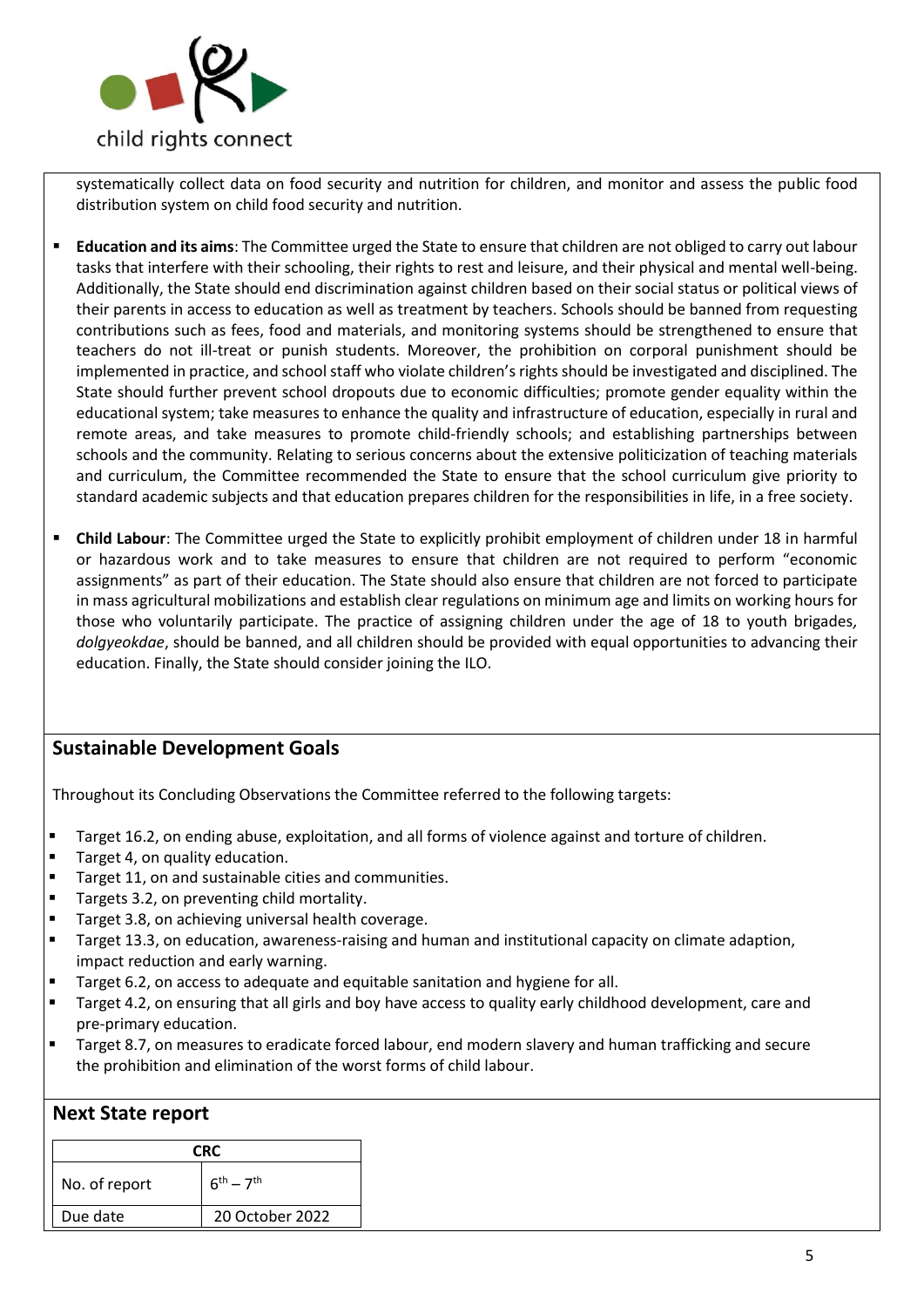systematically collect data on food security and nutrition for children, and monitor and assess the public food distribution system on child food security and nutrition.

- **Education and its aims**: The Committee urged the State to ensure that children are not obliged to carry out labour tasks that interfere with their schooling, their rights to rest and leisure, and their physical and mental well-being. Additionally, the State should end discrimination against children based on their social status or political views of their parents in access to education as well as treatment by teachers. Schools should be banned from requesting contributions such as fees, food and materials, and monitoring systems should be strengthened to ensure that teachers do not ill-treat or punish students. Moreover, the prohibition on corporal punishment should be implemented in practice, and school staff who violate children's rights should be investigated and disciplined. The State should further prevent school dropouts due to economic difficulties; promote gender equality within the educational system; take measures to enhance the quality and infrastructure of education, especially in rural and remote areas, and take measures to promote child-friendly schools; and establishing partnerships between schools and the community. Relating to serious concerns about the extensive politicization of teaching materials and curriculum, the Committee recommended the State to ensure that the school curriculum give priority to standard academic subjects and that education prepares children for the responsibilities in life, in a free society.

- **Child Labour**: The Committee urged the State to explicitly prohibit employment of children under 18 in harmful or hazardous work and to take measures to ensure that children are not required to perform "economic assignments" as part of their education. The State should also ensure that children are not forced to participate in mass agricultural mobilizations and establish clear regulations on minimum age and limits on working hours for those who voluntarily participate. The practice of assigning children under the age of 18 to youth brigades, *dolgyeokdae*, should be banned, and all children should be provided with equal opportunities to advancing their education. Finally, the State should consider joining the ILO.

## Sustainable Development Goals

Throughout its Concluding Observations the Committee referred to the following targets:

- Target 16.2, on ending abuse, exploitation, and all forms of violence against and torture of children.
- Target 4, on quality education.
- Target 11, on and sustainable cities and communities.
- Targets 3.2, on preventing child mortality.
- Target 3.8, on achieving universal health coverage.
- Target 13.3, on education, awareness-raising and human and institutional capacity on climate adaption, impact reduction and early warning.
- Target 6.2, on access to adequate and equitable sanitation and hygiene for all.
- Target 4.2, on ensuring that all girls and boy have access to quality early childhood development, care and pre-primary education.
- Target 8.7, on measures to eradicate forced labour, end modern slavery and human trafficking and secure the prohibition and elimination of the worst forms of child labour.

## Next State report

| CRC | |
|---|---|
| No. of report | 6th – 7th |
| Due date | 20 October 2022 |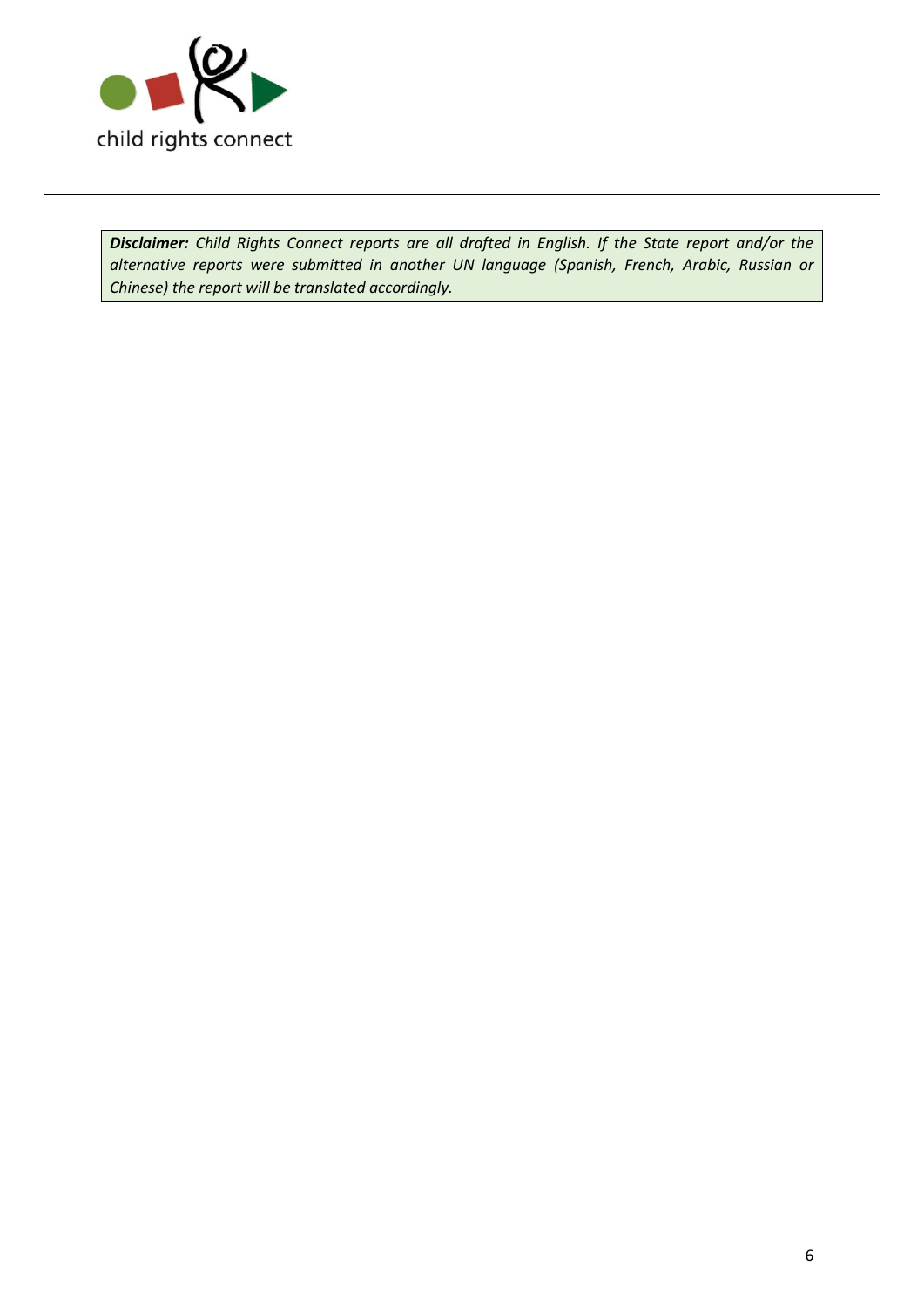***Disclaimer:*** *Child Rights Connect reports are all drafted in English. If the State report and/or the alternative reports were submitted in another UN language (Spanish, French, Arabic, Russian or Chinese) the report will be translated accordingly.*